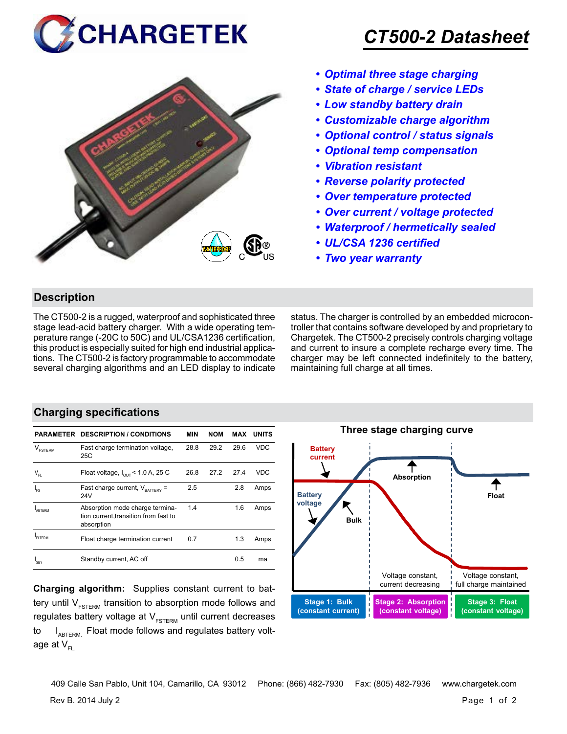# CHARGETEK

# CT500-2 Datasheet

- *Optimal three stage charging*
- *State of charge / service LEDs*
- *Low standby battery drain*
- *Customizable charge algorithm*
- *Optional control / status signals*
- *Optional temp compensation*
- *Vibration resistant*
- *Reverse polarity protected*
- *Over temperature protected*
- *Over current / voltage protected*
- *Waterproof / hermetically sealed*
- *UL/CSA 1236 certified*
- *Two year warranty*

## Description

The CT500-2 is a rugged, waterproof and sophisticated three stage lead-acid battery charger. With a wide operating temperature range (-20C to 50C) and UL/CSA1236 certification, this product is especially suited for high end industrial applications. The CT500-2 is factory programmable to accommodate several charging algorithms and an LED display to indicate status. The charger is controlled by an embedded microcontroller that contains software developed by and proprietary to Chargetek. The CT500-2 precisely controls charging voltage and current to insure a complete recharge every time. The charger may be left connected indefinitely to the battery, maintaining full charge at all times.

## Charging specifications

| PARAMETER | DESCRIPTION / CONDITIONS | MIN | NOM | MAX | UNITS |
|---|---|---|---|---|---|
| $V_{FSTERM}$ | Fast charge termination voltage, 25C | 28.8 | 29.2 | 29.6 | VDC |
| $V_{FL}$ | Float voltage, $I_{OUT}$ < 1.0 A, 25 C | 26.8 | 27.2 | 27.4 | VDC |
| $I_{FS}$ | Fast charge current, $V_{BATTERY}$ = 24V | 2.5 | | 2.8 | Amps |
| $I_{ABTERM}$ | Absorption mode charge termination current, transition from fast to absorption | 1.4 | | 1.6 | Amps |
| $I_{FLTERM}$ | Float charge termination current | 0.7 | | 1.3 | Amps |
| $I_{SBY}$ | Standby current, AC off | | | 0.5 | ma |

**Charging algorithm:** Supplies constant current to battery until $V_{FSTERM}$ transition to absorption mode follows and regulates battery voltage at $V_{FSTERM}$ until current decreases to $I_{ABTERM}$. Float mode follows and regulates battery voltage at $V_{FL}$.

### Three stage charging curve

Battery current | Battery voltage | Bulk | Absorption | Float

Voltage constant, current decreasing | Voltage constant, full charge maintained

**Stage 1: Bulk (constant current)** | **Stage 2: Absorption (constant voltage)** | **Stage 3: Float (constant voltage)**

409 Calle San Pablo, Unit 104, Camarillo, CA 93012 Phone: (866) 482-7930 Fax: (805) 482-7936 www.chargetek.com

Rev B. 2014 July 2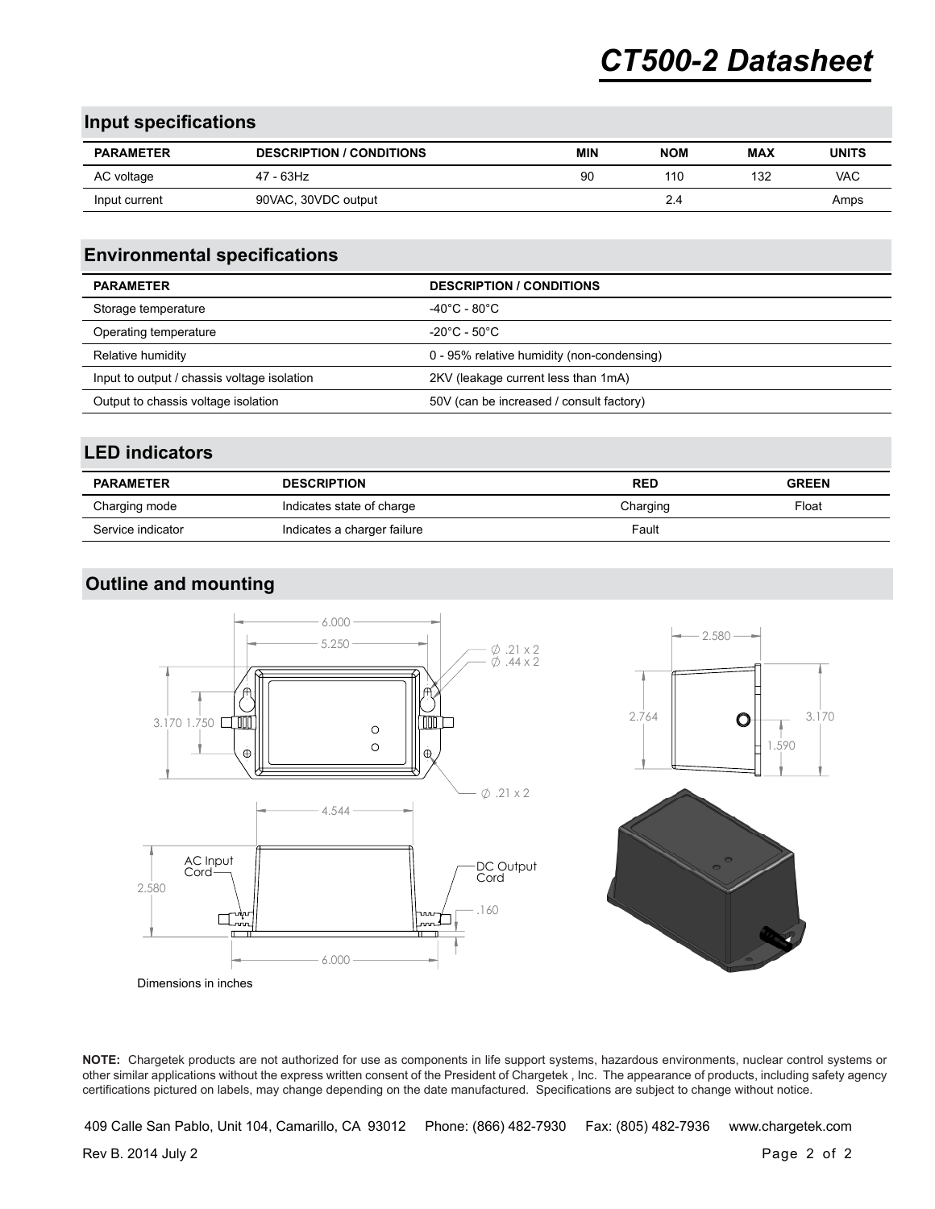# CT500-2 Datasheet

## Input specifications

| PARAMETER | DESCRIPTION / CONDITIONS | MIN | NOM | MAX | UNITS |
|---|---|---|---|---|---|
| AC voltage | 47 - 63Hz | 90 | 110 | 132 | VAC |
| Input current | 90VAC, 30VDC output | | 2.4 | | Amps |

## Environmental specifications

| PARAMETER | DESCRIPTION / CONDITIONS |
|---|---|
| Storage temperature | -40°C - 80°C |
| Operating temperature | -20°C - 50°C |
| Relative humidity | 0 - 95% relative humidity (non-condensing) |
| Input to output / chassis voltage isolation | 2KV (leakage current less than 1mA) |
| Output to chassis voltage isolation | 50V (can be increased / consult factory) |

## LED indicators

| PARAMETER | DESCRIPTION | RED | GREEN |
|---|---|---|---|
| Charging mode | Indicates state of charge | Charging | Float |
| Service indicator | Indicates a charger failure | Fault | |

## Outline and mounting

6.000
5.250
Ø .21 x 2
Ø .44 x 2
3.170 1.750
Ø .21 x 2
4.544
AC Input Cord
DC Output Cord
2.580
.160
6.000
2.580
2.764
3.170
1.590

Dimensions in inches

**NOTE:** Chargetek products are not authorized for use as components in life support systems, hazardous environments, nuclear control systems or other similar applications without the express written consent of the President of Chargetek , Inc. The appearance of products, including safety agency certifications pictured on labels, may change depending on the date manufactured. Specifications are subject to change without notice.

409 Calle San Pablo, Unit 104, Camarillo, CA 93012 Phone: (866) 482-7930 Fax: (805) 482-7936 www.chargetek.com

Rev B. 2014 July 2